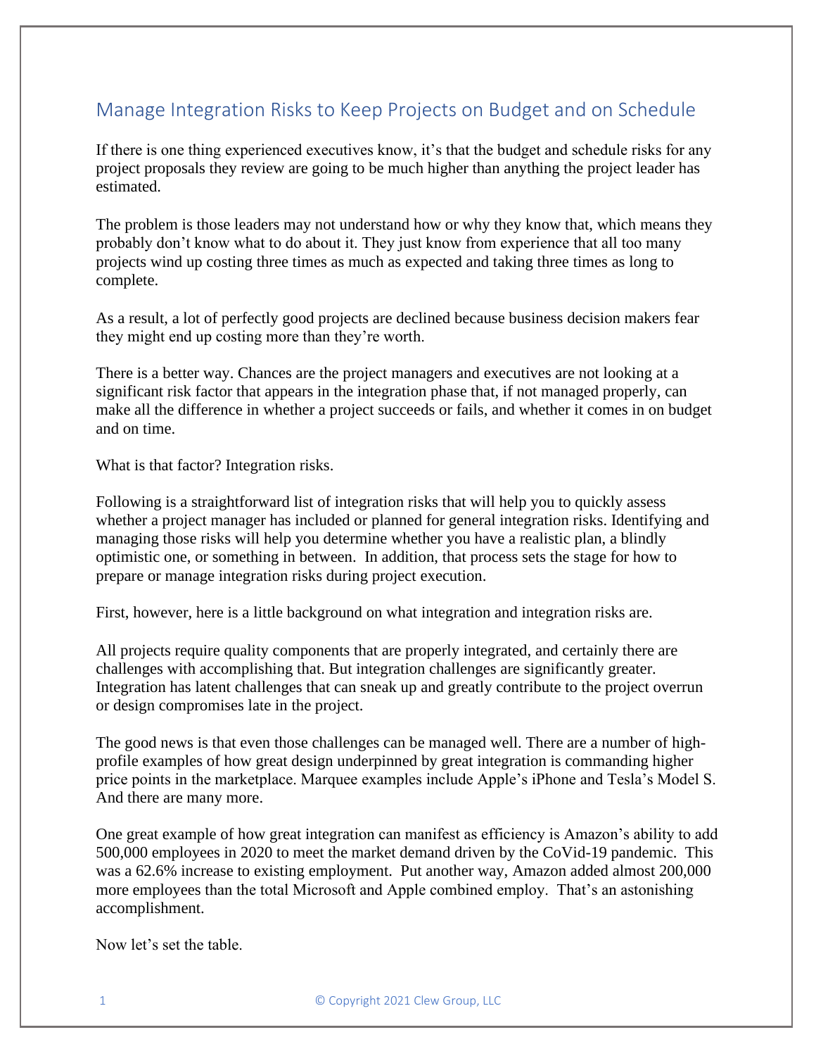# Manage Integration Risks to Keep Projects on Budget and on Schedule

If there is one thing experienced executives know, it's that the budget and schedule risks for any project proposals they review are going to be much higher than anything the project leader has estimated.

The problem is those leaders may not understand how or why they know that, which means they probably don't know what to do about it. They just know from experience that all too many projects wind up costing three times as much as expected and taking three times as long to complete.

As a result, a lot of perfectly good projects are declined because business decision makers fear they might end up costing more than they're worth.

There is a better way. Chances are the project managers and executives are not looking at a significant risk factor that appears in the integration phase that, if not managed properly, can make all the difference in whether a project succeeds or fails, and whether it comes in on budget and on time.

What is that factor? Integration risks.

Following is a straightforward list of integration risks that will help you to quickly assess whether a project manager has included or planned for general integration risks. Identifying and managing those risks will help you determine whether you have a realistic plan, a blindly optimistic one, or something in between. In addition, that process sets the stage for how to prepare or manage integration risks during project execution.

First, however, here is a little background on what integration and integration risks are.

All projects require quality components that are properly integrated, and certainly there are challenges with accomplishing that. But integration challenges are significantly greater. Integration has latent challenges that can sneak up and greatly contribute to the project overrun or design compromises late in the project.

The good news is that even those challenges can be managed well. There are a number of high-profile examples of how great design underpinned by great integration is commanding higher price points in the marketplace. Marquee examples include Apple's iPhone and Tesla's Model S. And there are many more.

One great example of how great integration can manifest as efficiency is Amazon's ability to add 500,000 employees in 2020 to meet the market demand driven by the CoVid-19 pandemic. This was a 62.6% increase to existing employment. Put another way, Amazon added almost 200,000 more employees than the total Microsoft and Apple combined employ. That's an astonishing accomplishment.

Now let's set the table.

© Copyright 2021 Clew Group, LLC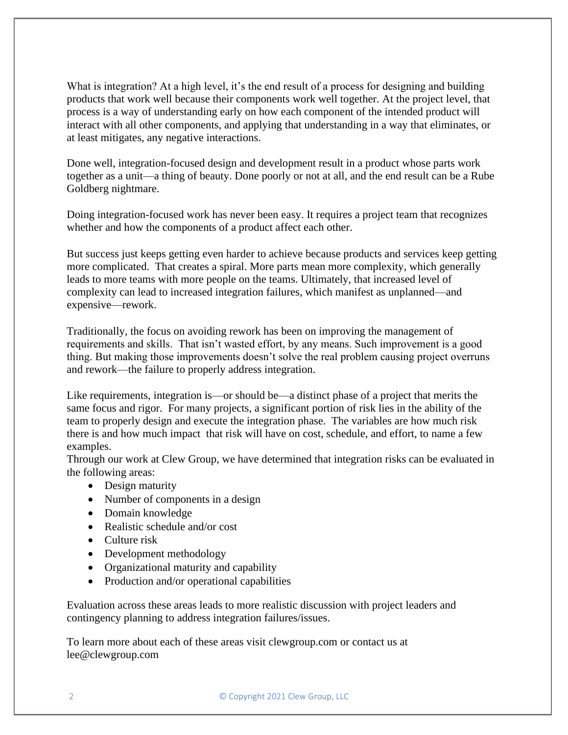What is integration? At a high level, it's the end result of a process for designing and building products that work well because their components work well together. At the project level, that process is a way of understanding early on how each component of the intended product will interact with all other components, and applying that understanding in a way that eliminates, or at least mitigates, any negative interactions.

Done well, integration-focused design and development result in a product whose parts work together as a unit—a thing of beauty. Done poorly or not at all, and the end result can be a Rube Goldberg nightmare.

Doing integration-focused work has never been easy. It requires a project team that recognizes whether and how the components of a product affect each other.

But success just keeps getting even harder to achieve because products and services keep getting more complicated. That creates a spiral. More parts mean more complexity, which generally leads to more teams with more people on the teams. Ultimately, that increased level of complexity can lead to increased integration failures, which manifest as unplanned—and expensive—rework.

Traditionally, the focus on avoiding rework has been on improving the management of requirements and skills. That isn't wasted effort, by any means. Such improvement is a good thing. But making those improvements doesn't solve the real problem causing project overruns and rework—the failure to properly address integration.

Like requirements, integration is—or should be—a distinct phase of a project that merits the same focus and rigor. For many projects, a significant portion of risk lies in the ability of the team to properly design and execute the integration phase. The variables are how much risk there is and how much impact that risk will have on cost, schedule, and effort, to name a few examples.

Through our work at Clew Group, we have determined that integration risks can be evaluated in the following areas:

- Design maturity
- Number of components in a design
- Domain knowledge
- Realistic schedule and/or cost
- Culture risk
- Development methodology
- Organizational maturity and capability
- Production and/or operational capabilities

Evaluation across these areas leads to more realistic discussion with project leaders and contingency planning to address integration failures/issues.

To learn more about each of these areas visit clewgroup.com or contact us at lee@clewgroup.com